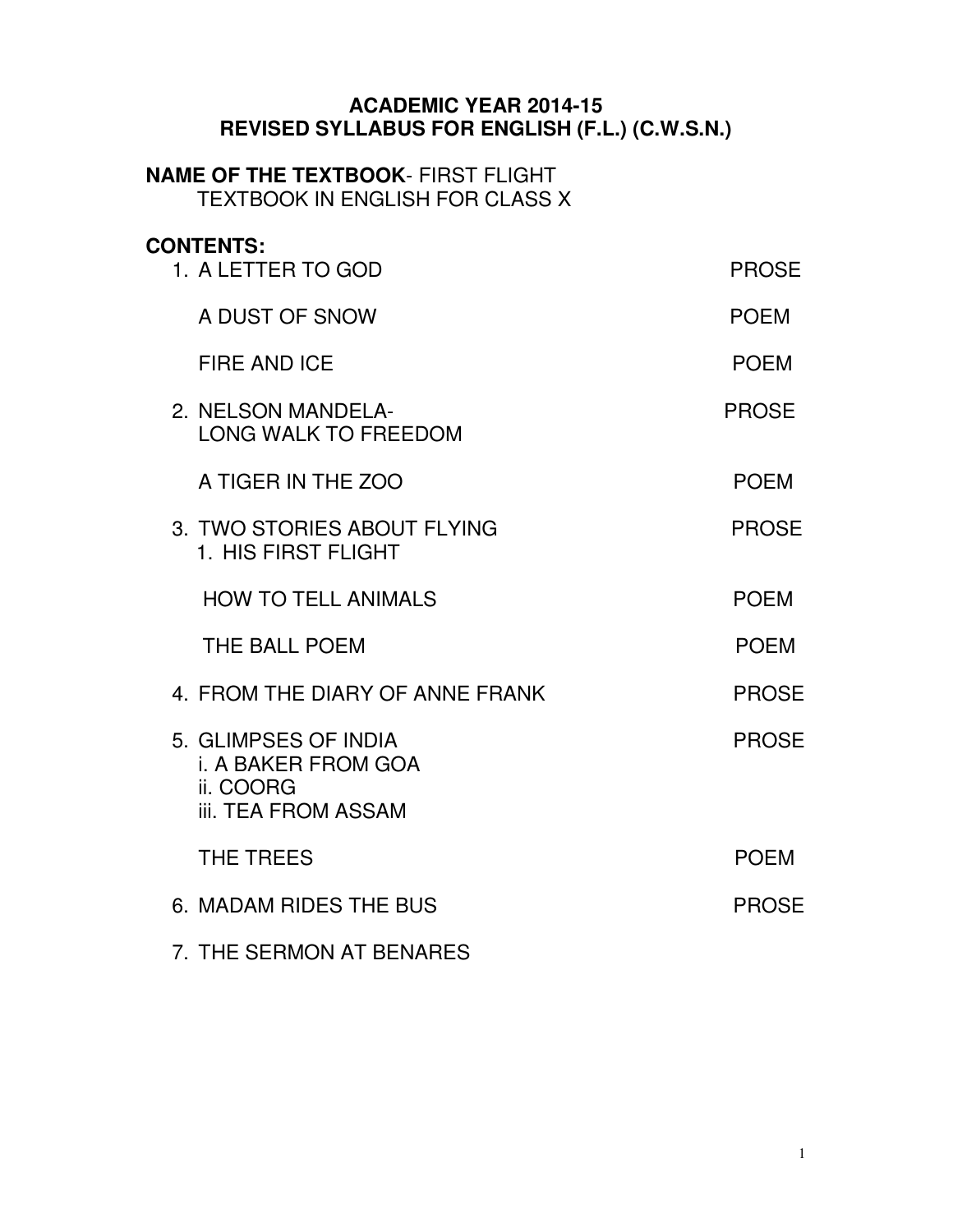# ACADEMIC YEAR 2014-15
# REVISED SYLLABUS FOR ENGLISH (F.L.) (C.W.S.N.)

**NAME OF THE TEXTBOOK**- FIRST FLIGHT
TEXTBOOK IN ENGLISH FOR CLASS X

**CONTENTS:**

| | |
|---|---|
| 1. A LETTER TO GOD | PROSE |
| A DUST OF SNOW | POEM |
| FIRE AND ICE | POEM |
| 2. NELSON MANDELA- LONG WALK TO FREEDOM | PROSE |
| A TIGER IN THE ZOO | POEM |
| 3. TWO STORIES ABOUT FLYING<br>1. HIS FIRST FLIGHT | PROSE |
| HOW TO TELL ANIMALS | POEM |
| THE BALL POEM | POEM |
| 4. FROM THE DIARY OF ANNE FRANK | PROSE |
| 5. GLIMPSES OF INDIA<br>i. A BAKER FROM GOA<br>ii. COORG<br>iii. TEA FROM ASSAM | PROSE |
| THE TREES | POEM |
| 6. MADAM RIDES THE BUS | PROSE |
| 7. THE SERMON AT BENARES | |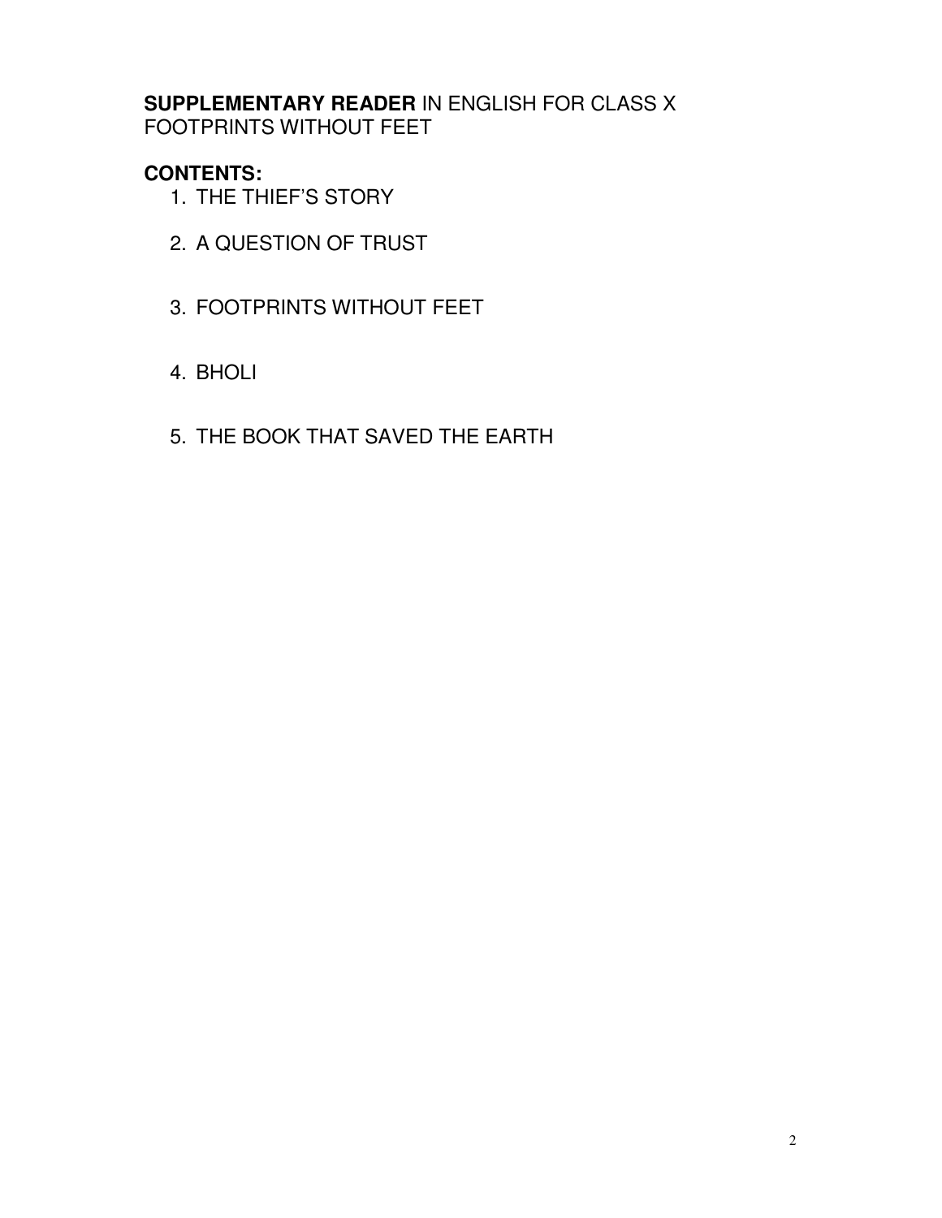**SUPPLEMENTARY READER** IN ENGLISH FOR CLASS X
FOOTPRINTS WITHOUT FEET

**CONTENTS:**

1. THE THIEF'S STORY
2. A QUESTION OF TRUST
3. FOOTPRINTS WITHOUT FEET
4. BHOLI
5. THE BOOK THAT SAVED THE EARTH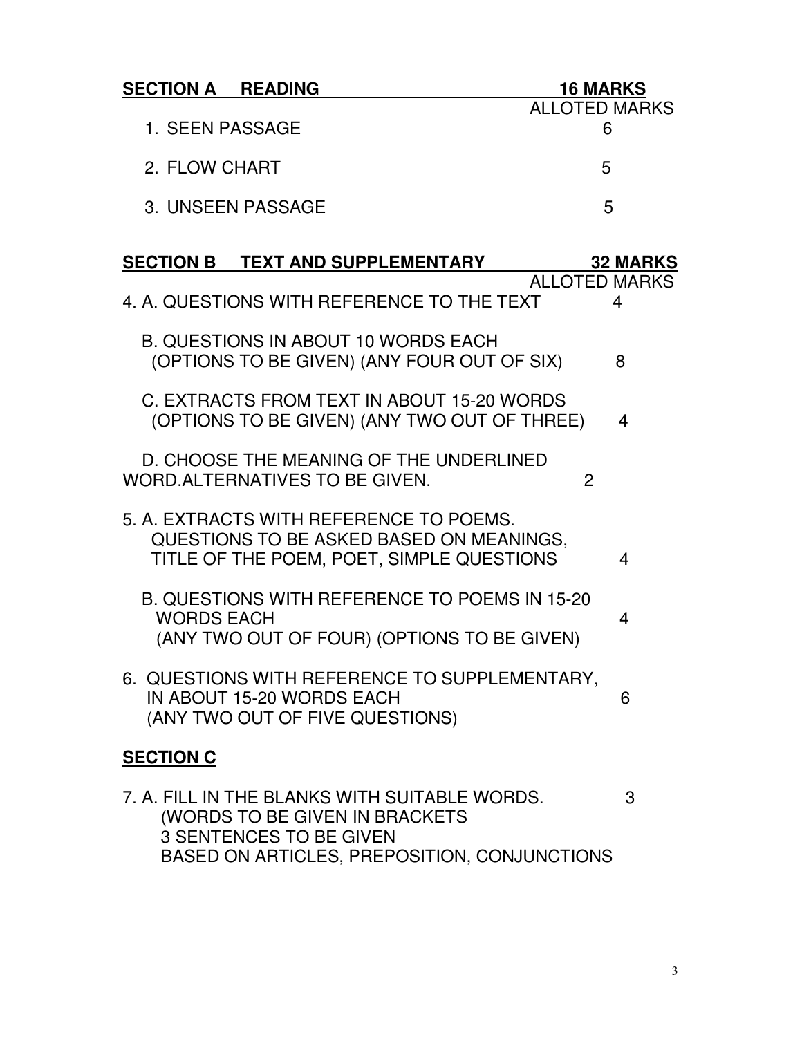## SECTION A READING — 16 MARKS

| | ALLOTED MARKS |
|---|---|
| 1. SEEN PASSAGE | 6 |
| 2. FLOW CHART | 5 |
| 3. UNSEEN PASSAGE | 5 |

## SECTION B TEXT AND SUPPLEMENTARY — 32 MARKS

| | ALLOTED MARKS |
|---|---|
| 4. A. QUESTIONS WITH REFERENCE TO THE TEXT | 4 |
| B. QUESTIONS IN ABOUT 10 WORDS EACH (OPTIONS TO BE GIVEN) (ANY FOUR OUT OF SIX) | 8 |
| C. EXTRACTS FROM TEXT IN ABOUT 15-20 WORDS (OPTIONS TO BE GIVEN) (ANY TWO OUT OF THREE) | 4 |
| D. CHOOSE THE MEANING OF THE UNDERLINED WORD.ALTERNATIVES TO BE GIVEN. | 2 |
| 5. A. EXTRACTS WITH REFERENCE TO POEMS. QUESTIONS TO BE ASKED BASED ON MEANINGS, TITLE OF THE POEM, POET, SIMPLE QUESTIONS | 4 |
| B. QUESTIONS WITH REFERENCE TO POEMS IN 15-20 WORDS EACH (ANY TWO OUT OF FOUR) (OPTIONS TO BE GIVEN) | 4 |
| 6. QUESTIONS WITH REFERENCE TO SUPPLEMENTARY, IN ABOUT 15-20 WORDS EACH (ANY TWO OUT OF FIVE QUESTIONS) | 6 |

## SECTION C

| | |
|---|---|
| 7. A. FILL IN THE BLANKS WITH SUITABLE WORDS. (WORDS TO BE GIVEN IN BRACKETS 3 SENTENCES TO BE GIVEN BASED ON ARTICLES, PREPOSITION, CONJUNCTIONS | 3 |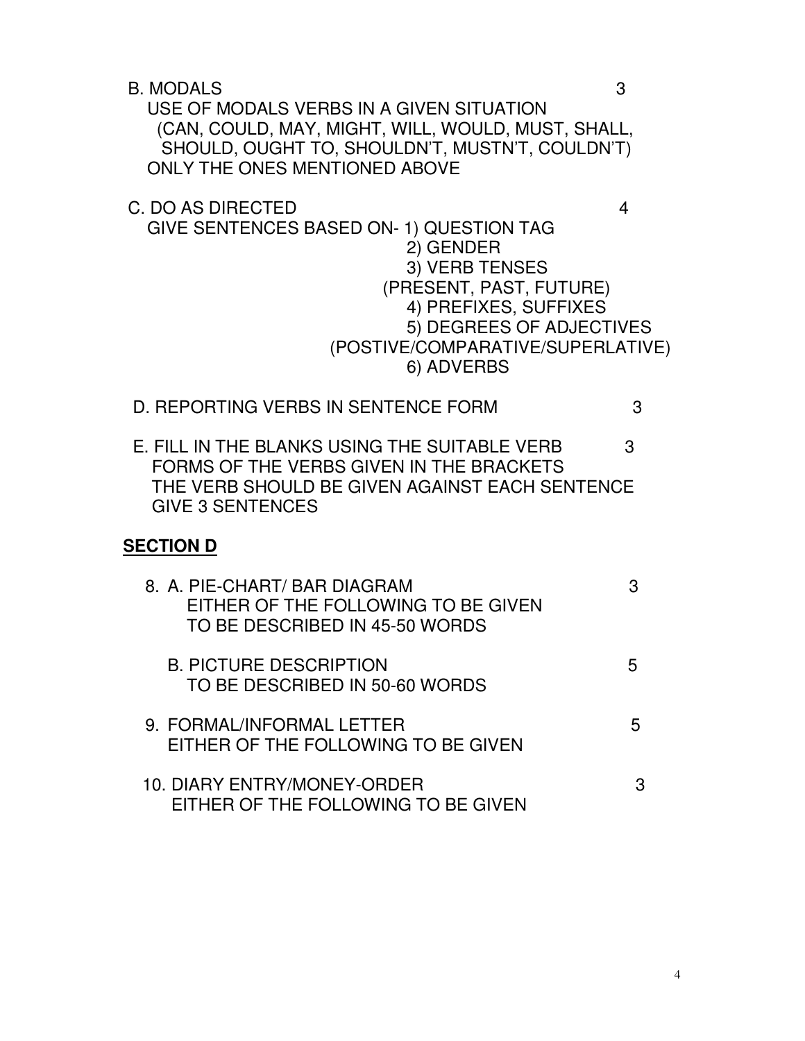B. MODALS 3

USE OF MODALS VERBS IN A GIVEN SITUATION
(CAN, COULD, MAY, MIGHT, WILL, WOULD, MUST, SHALL, SHOULD, OUGHT TO, SHOULDN'T, MUSTN'T, COULDN'T)
ONLY THE ONES MENTIONED ABOVE

C. DO AS DIRECTED 4

GIVE SENTENCES BASED ON-
1) QUESTION TAG
2) GENDER
3) VERB TENSES (PRESENT, PAST, FUTURE)
4) PREFIXES, SUFFIXES
5) DEGREES OF ADJECTIVES (POSTIVE/COMPARATIVE/SUPERLATIVE)
6) ADVERBS

D. REPORTING VERBS IN SENTENCE FORM 3

E. FILL IN THE BLANKS USING THE SUITABLE VERB FORMS OF THE VERBS GIVEN IN THE BRACKETS 3

THE VERB SHOULD BE GIVEN AGAINST EACH SENTENCE
GIVE 3 SENTENCES

## SECTION D

8. A. PIE-CHART/ BAR DIAGRAM 3

EITHER OF THE FOLLOWING TO BE GIVEN
TO BE DESCRIBED IN 45-50 WORDS

B. PICTURE DESCRIPTION 5

TO BE DESCRIBED IN 50-60 WORDS

9. FORMAL/INFORMAL LETTER 5

EITHER OF THE FOLLOWING TO BE GIVEN

10. DIARY ENTRY/MONEY-ORDER 3

EITHER OF THE FOLLOWING TO BE GIVEN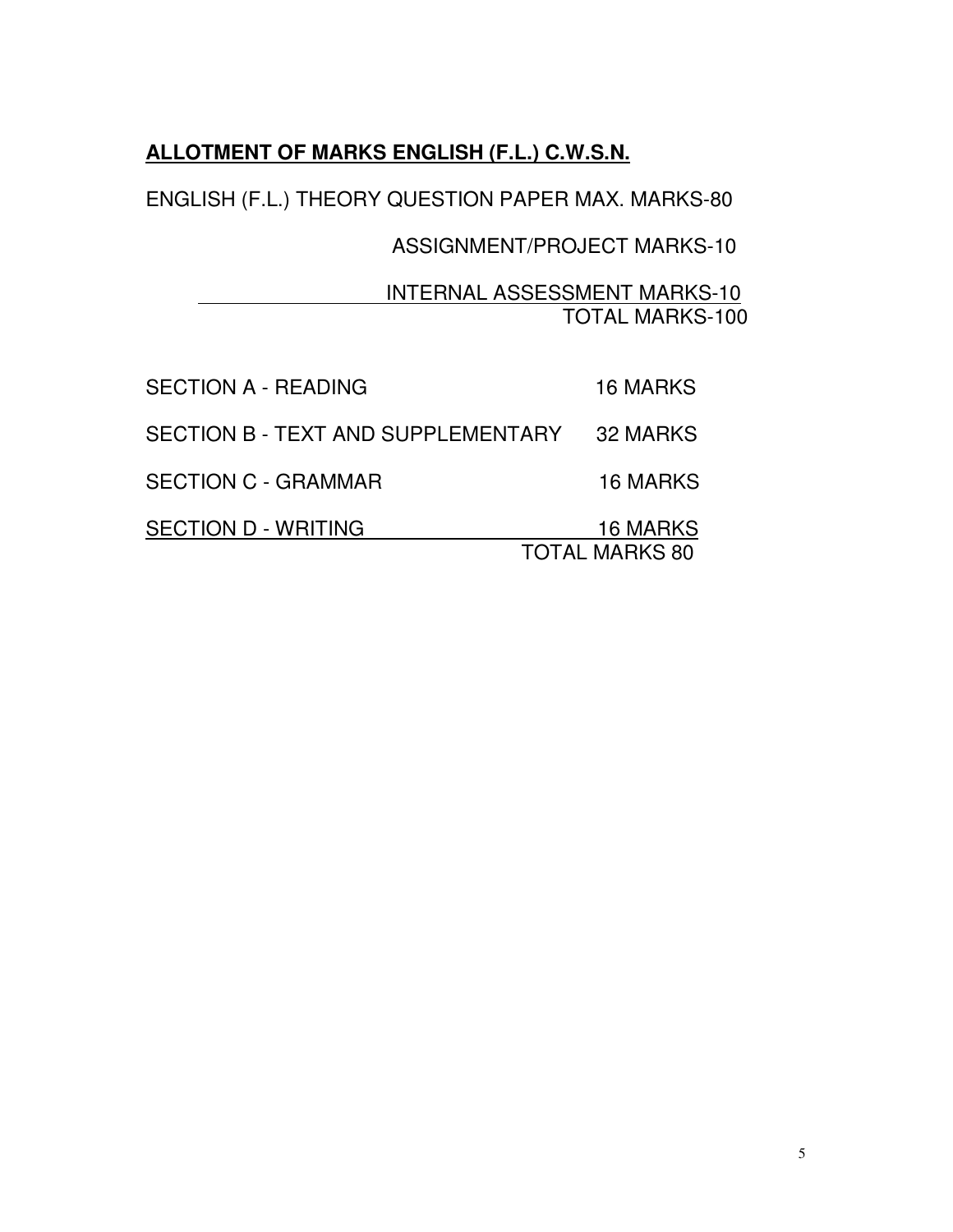## **ALLOTMENT OF MARKS ENGLISH (F.L.) C.W.S.N.**

| | |
|---|---|
| ENGLISH (F.L.) THEORY QUESTION PAPER | MAX. MARKS-80 |
| ASSIGNMENT/PROJECT | MARKS-10 |
| INTERNAL ASSESSMENT | MARKS-10 |
| | TOTAL MARKS-100 |

| | |
|---|---|
| SECTION A - READING | 16 MARKS |
| SECTION B - TEXT AND SUPPLEMENTARY | 32 MARKS |
| SECTION C - GRAMMAR | 16 MARKS |
| SECTION D - WRITING | 16 MARKS |
| | TOTAL MARKS 80 |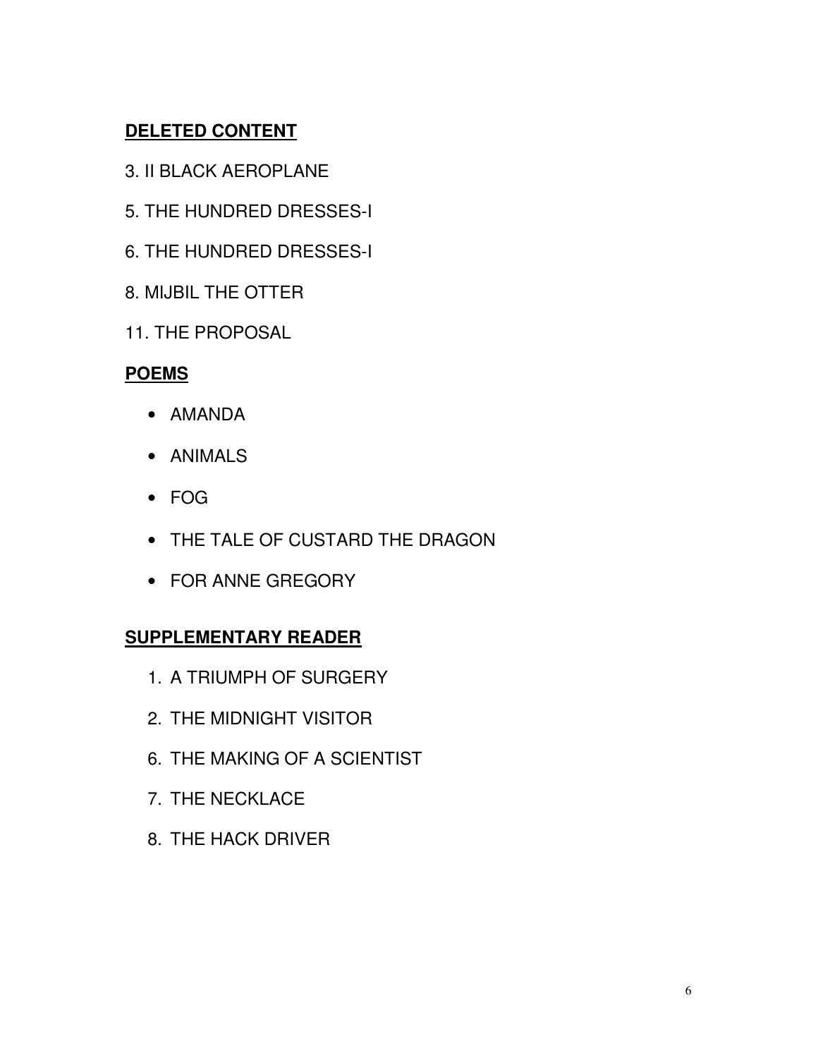**DELETED CONTENT**

3. II BLACK AEROPLANE

5. THE HUNDRED DRESSES-I

6. THE HUNDRED DRESSES-I

8. MIJBIL THE OTTER

11. THE PROPOSAL

**POEMS**

- AMANDA
- ANIMALS
- FOG
- THE TALE OF CUSTARD THE DRAGON
- FOR ANNE GREGORY

**SUPPLEMENTARY READER**

1. A TRIUMPH OF SURGERY
2. THE MIDNIGHT VISITOR
6. THE MAKING OF A SCIENTIST
7. THE NECKLACE
8. THE HACK DRIVER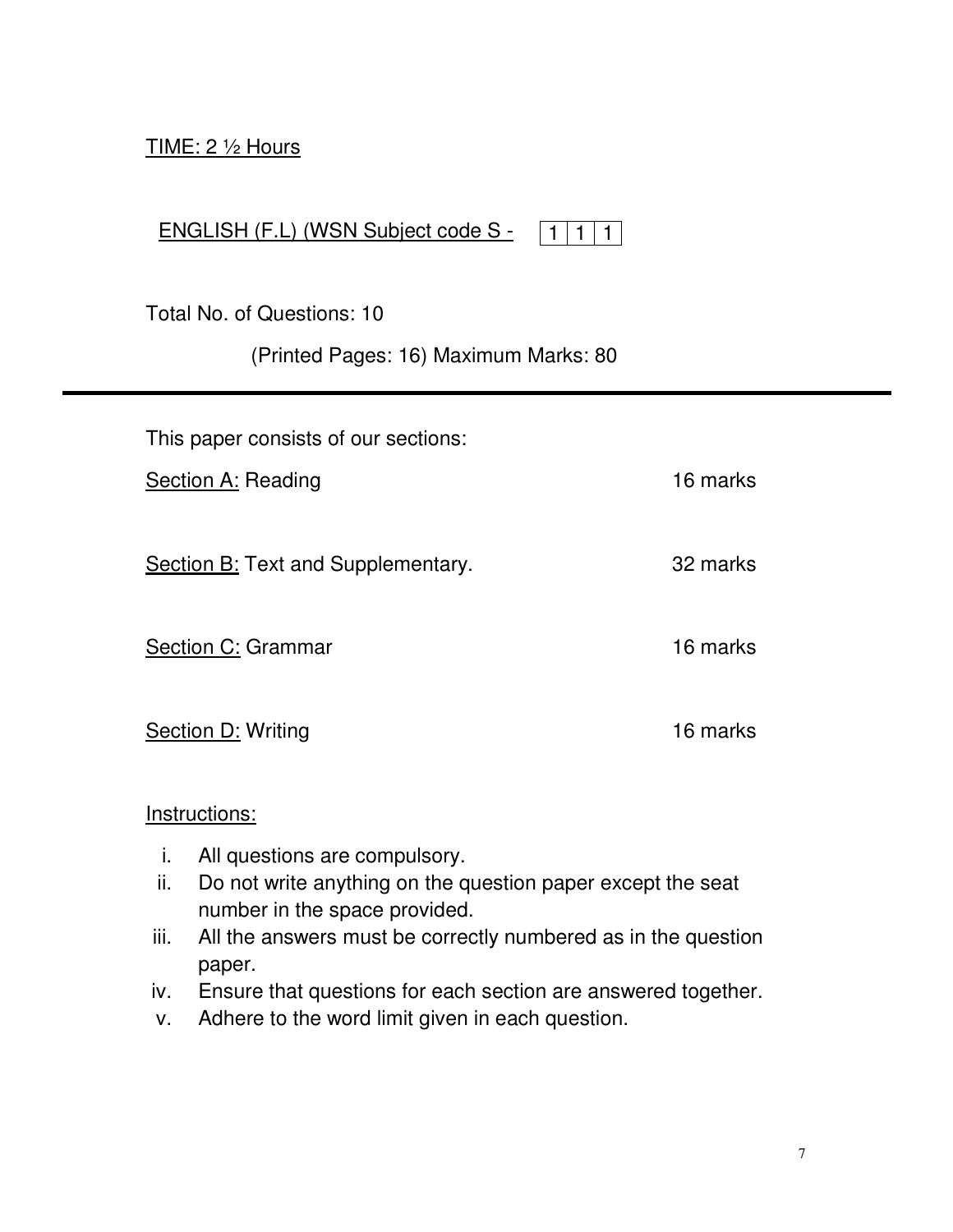TIME: 2 ½ Hours

ENGLISH (F.L) (WSN Subject code S - | 1 | 1 | 1 |

Total No. of Questions: 10

(Printed Pages: 16) Maximum Marks: 80

---

This paper consists of our sections:

| | |
|---|---|
| Section A: Reading | 16 marks |
| Section B: Text and Supplementary. | 32 marks |
| Section C: Grammar | 16 marks |
| Section D: Writing | 16 marks |

Instructions:

i. All questions are compulsory.
ii. Do not write anything on the question paper except the seat number in the space provided.
iii. All the answers must be correctly numbered as in the question paper.
iv. Ensure that questions for each section are answered together.
v. Adhere to the word limit given in each question.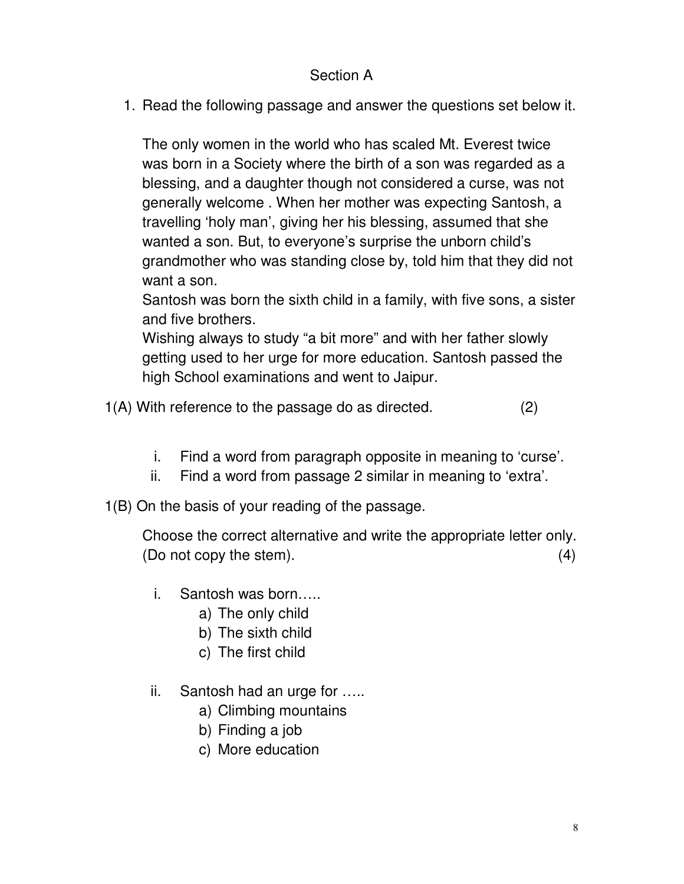## Section A

1. Read the following passage and answer the questions set below it.

   The only women in the world who has scaled Mt. Everest twice was born in a Society where the birth of a son was regarded as a blessing, and a daughter though not considered a curse, was not generally welcome . When her mother was expecting Santosh, a travelling 'holy man', giving her his blessing, assumed that she wanted a son. But, to everyone's surprise the unborn child's grandmother who was standing close by, told him that they did not want a son.

   Santosh was born the sixth child in a family, with five sons, a sister and five brothers.

   Wishing always to study "a bit more" and with her father slowly getting used to her urge for more education. Santosh passed the high School examinations and went to Jaipur.

1(A) With reference to the passage do as directed. (2)

i. Find a word from paragraph opposite in meaning to 'curse'.
ii. Find a word from passage 2 similar in meaning to 'extra'.

1(B) On the basis of your reading of the passage.

Choose the correct alternative and write the appropriate letter only. (Do not copy the stem). (4)

i. Santosh was born…..
   a) The only child
   b) The sixth child
   c) The first child

ii. Santosh had an urge for …..
   a) Climbing mountains
   b) Finding a job
   c) More education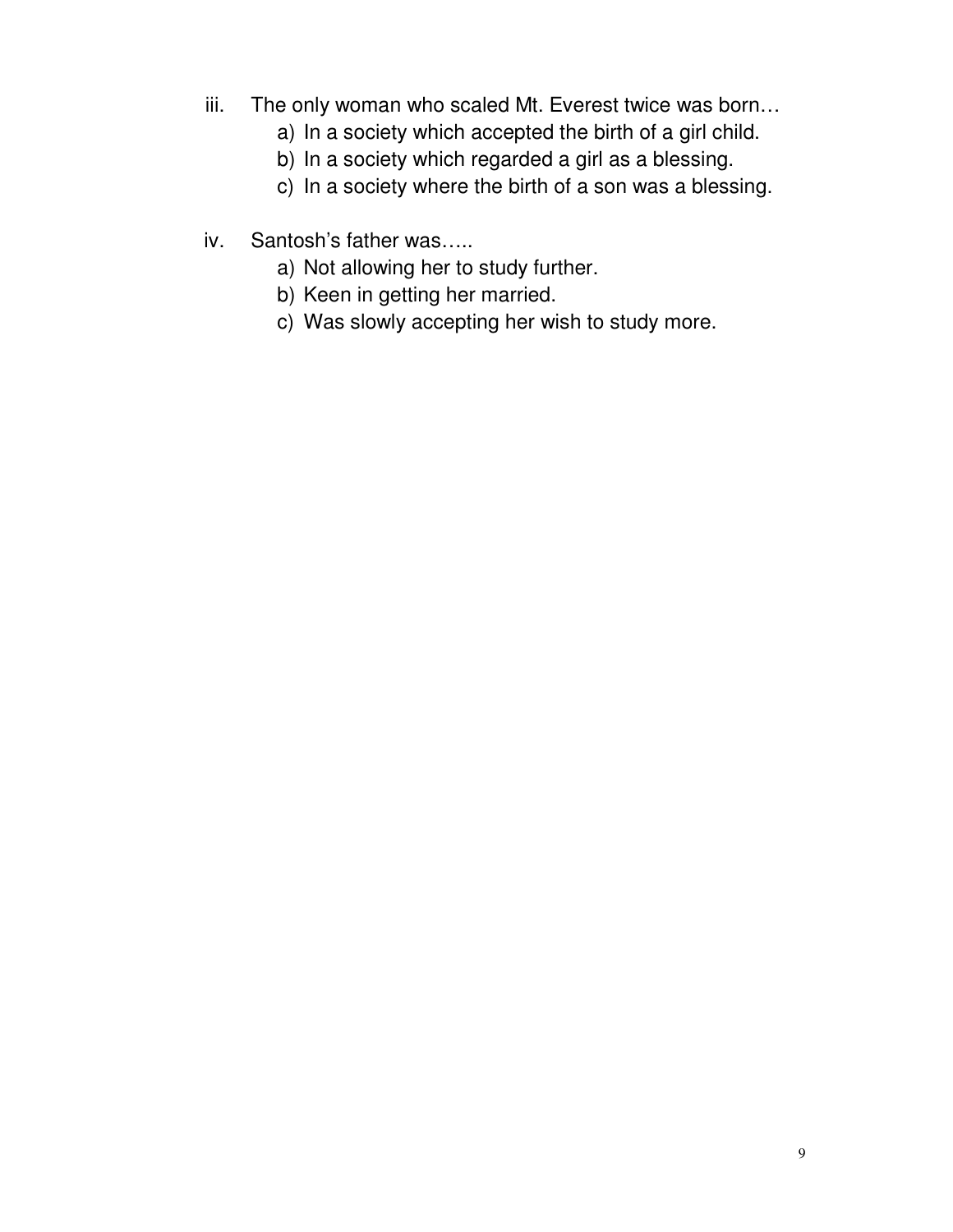iii. The only woman who scaled Mt. Everest twice was born…

   a) In a society which accepted the birth of a girl child.
   b) In a society which regarded a girl as a blessing.
   c) In a society where the birth of a son was a blessing.

iv. Santosh's father was…..

   a) Not allowing her to study further.
   b) Keen in getting her married.
   c) Was slowly accepting her wish to study more.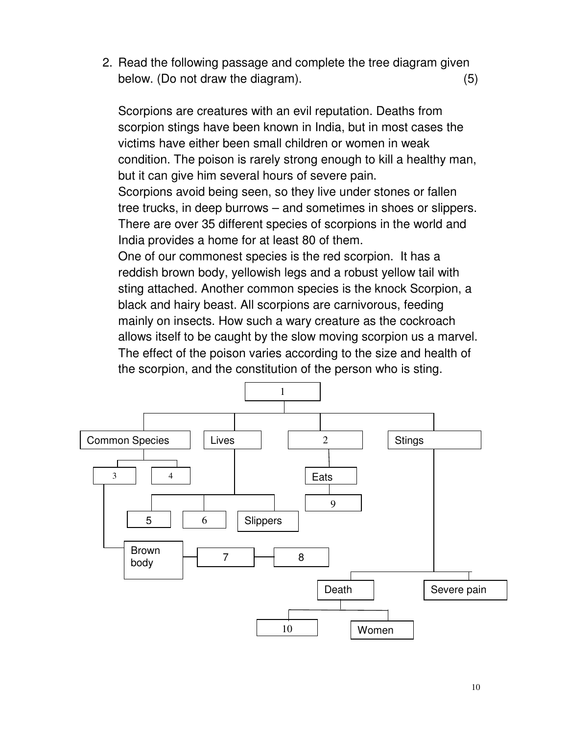2. Read the following passage and complete the tree diagram given below. (Do not draw the diagram). (5)

Scorpions are creatures with an evil reputation. Deaths from scorpion stings have been known in India, but in most cases the victims have either been small children or women in weak condition. The poison is rarely strong enough to kill a healthy man, but it can give him several hours of severe pain.
Scorpions avoid being seen, so they live under stones or fallen tree trucks, in deep burrows – and sometimes in shoes or slippers. There are over 35 different species of scorpions in the world and India provides a home for at least 80 of them.
One of our commonest species is the red scorpion. It has a reddish brown body, yellowish legs and a robust yellow tail with sting attached. Another common species is the knock Scorpion, a black and hairy beast. All scorpions are carnivorous, feeding mainly on insects. How such a wary creature as the cockroach allows itself to be caught by the slow moving scorpion us a marvel. The effect of the poison varies according to the size and health of the scorpion, and the constitution of the person who is sting.

- 1
  - Common Species
    - 3
      - Brown body — 7 — 8
    - 4
  - Lives
    - 5
    - 6
    - Slippers
  - 2
    - Eats
      - 9
  - Stings
    - Death
      - 10
      - Women
    - Severe pain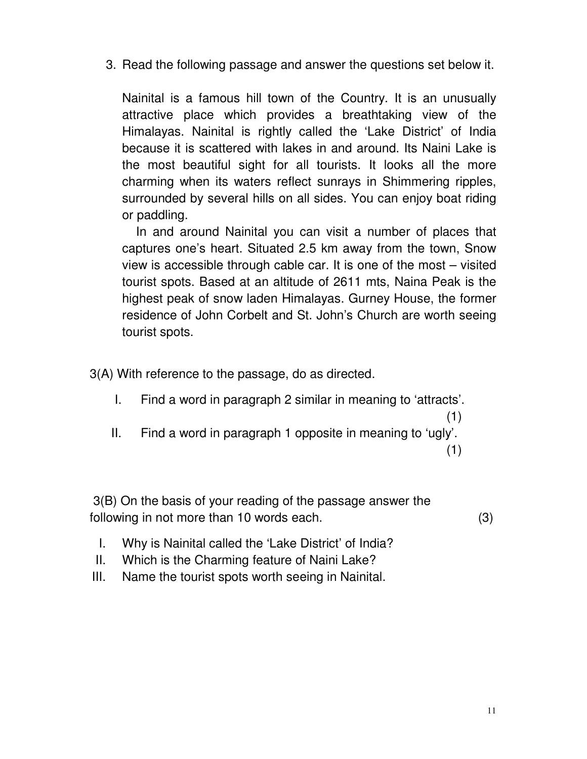3. Read the following passage and answer the questions set below it.

Nainital is a famous hill town of the Country. It is an unusually attractive place which provides a breathtaking view of the Himalayas. Nainital is rightly called the 'Lake District' of India because it is scattered with lakes in and around. Its Naini Lake is the most beautiful sight for all tourists. It looks all the more charming when its waters reflect sunrays in Shimmering ripples, surrounded by several hills on all sides. You can enjoy boat riding or paddling.

In and around Nainital you can visit a number of places that captures one's heart. Situated 2.5 km away from the town, Snow view is accessible through cable car. It is one of the most – visited tourist spots. Based at an altitude of 2611 mts, Naina Peak is the highest peak of snow laden Himalayas. Gurney House, the former residence of John Corbelt and St. John's Church are worth seeing tourist spots.

3(A) With reference to the passage, do as directed.

I. Find a word in paragraph 2 similar in meaning to 'attracts'. (1)

II. Find a word in paragraph 1 opposite in meaning to 'ugly'. (1)

3(B) On the basis of your reading of the passage answer the following in not more than 10 words each. (3)

I. Why is Nainital called the 'Lake District' of India?
II. Which is the Charming feature of Naini Lake?
III. Name the tourist spots worth seeing in Nainital.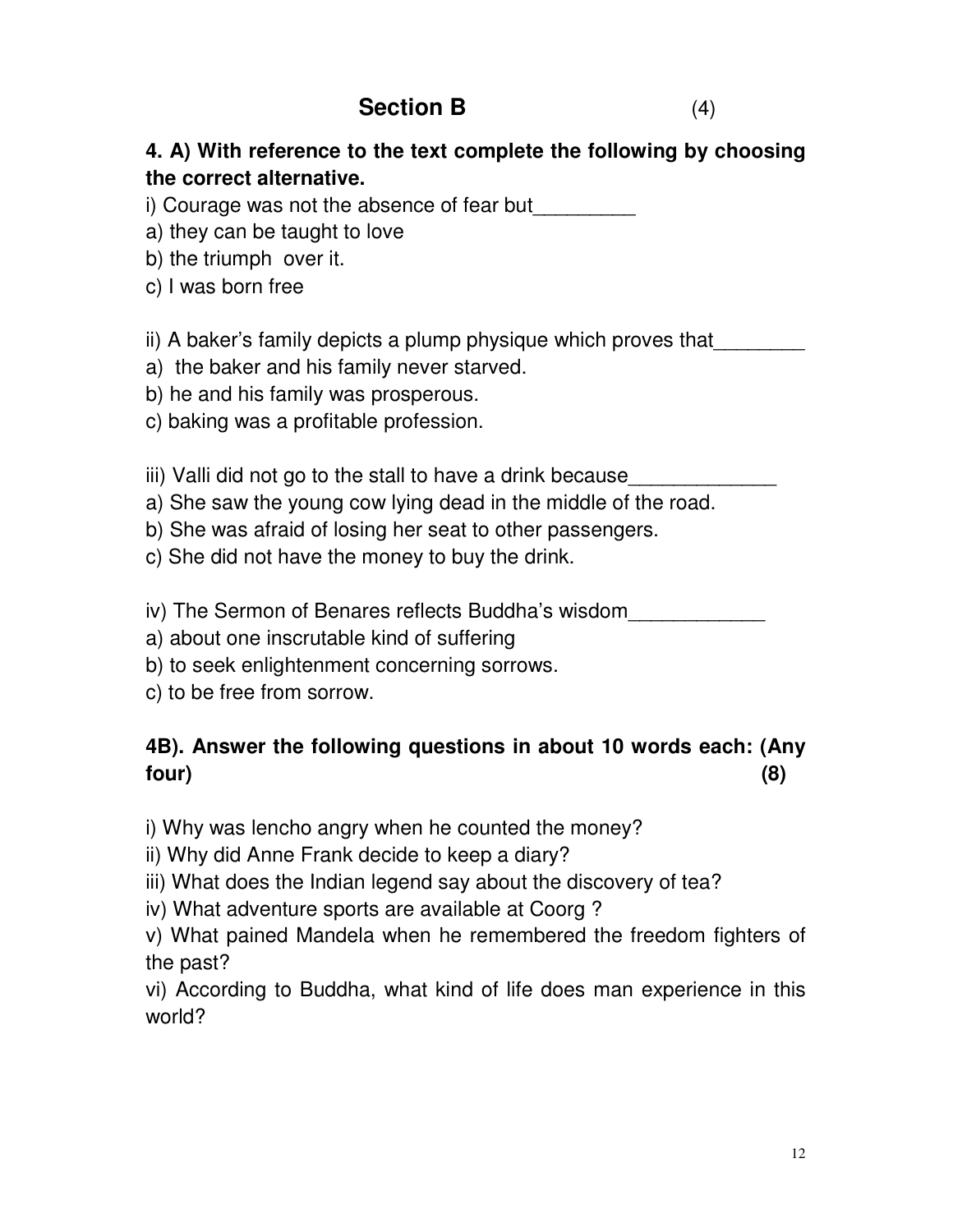## Section B (4)

**4. A) With reference to the text complete the following by choosing the correct alternative.**

i) Courage was not the absence of fear but_________

a) they can be taught to love

b) the triumph over it.

c) I was born free

ii) A baker's family depicts a plump physique which proves that________

a) the baker and his family never starved.

b) he and his family was prosperous.

c) baking was a profitable profession.

iii) Valli did not go to the stall to have a drink because_____________

a) She saw the young cow lying dead in the middle of the road.

b) She was afraid of losing her seat to other passengers.

c) She did not have the money to buy the drink.

iv) The Sermon of Benares reflects Buddha's wisdom____________

a) about one inscrutable kind of suffering

b) to seek enlightenment concerning sorrows.

c) to be free from sorrow.

**4B). Answer the following questions in about 10 words each: (Any four) (8)**

i) Why was lencho angry when he counted the money?

ii) Why did Anne Frank decide to keep a diary?

iii) What does the Indian legend say about the discovery of tea?

iv) What adventure sports are available at Coorg ?

v) What pained Mandela when he remembered the freedom fighters of the past?

vi) According to Buddha, what kind of life does man experience in this world?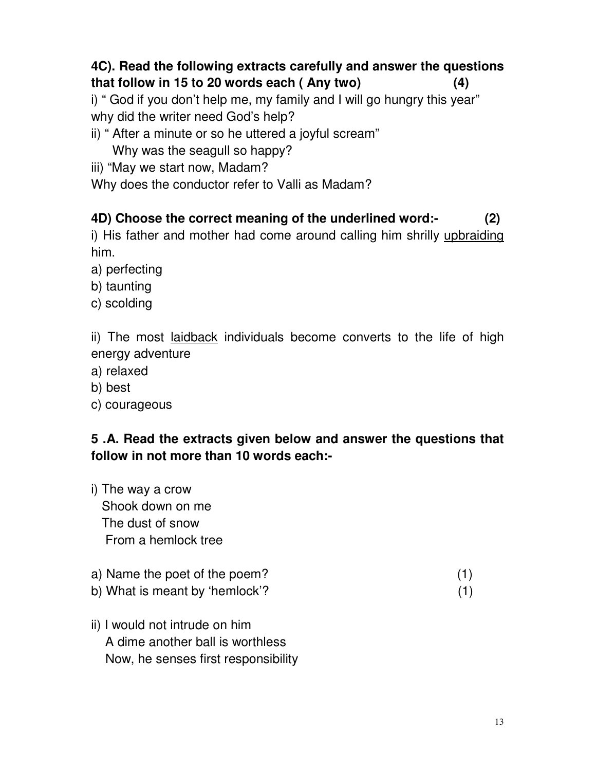**4C). Read the following extracts carefully and answer the questions that follow in 15 to 20 words each ( Any two) (4)**

i) " God if you don't help me, my family and I will go hungry this year" why did the writer need God's help?

ii) " After a minute or so he uttered a joyful scream"
Why was the seagull so happy?

iii) "May we start now, Madam?
Why does the conductor refer to Valli as Madam?

**4D) Choose the correct meaning of the underlined word:- (2)**

i) His father and mother had come around calling him shrilly <u>upbraiding</u> him.

a) perfecting
b) taunting
c) scolding

ii) The most <u>laidback</u> individuals become converts to the life of high energy adventure

a) relaxed
b) best
c) courageous

**5 .A. Read the extracts given below and answer the questions that follow in not more than 10 words each:-**

i) The way a crow
Shook down on me
The dust of snow
From a hemlock tree

a) Name the poet of the poem? (1)
b) What is meant by 'hemlock'? (1)

ii) I would not intrude on him
A dime another ball is worthless
Now, he senses first responsibility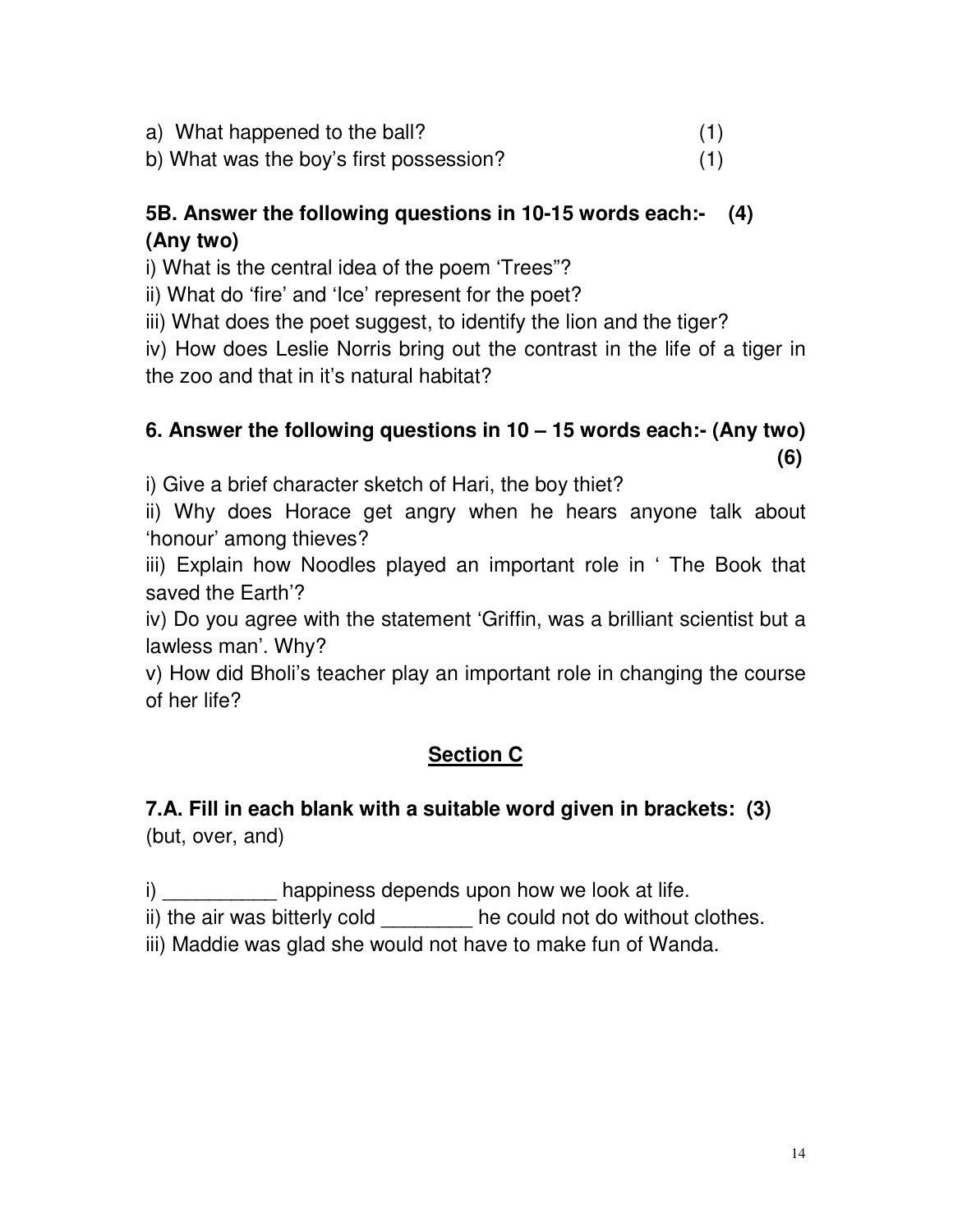a) What happened to the ball? (1)

b) What was the boy's first possession? (1)

**5B. Answer the following questions in 10-15 words each:- (4) (Any two)**

i) What is the central idea of the poem 'Trees"?

ii) What do 'fire' and 'Ice' represent for the poet?

iii) What does the poet suggest, to identify the lion and the tiger?

iv) How does Leslie Norris bring out the contrast in the life of a tiger in the zoo and that in it's natural habitat?

**6. Answer the following questions in 10 – 15 words each:- (Any two) (6)**

i) Give a brief character sketch of Hari, the boy thiet?

ii) Why does Horace get angry when he hears anyone talk about 'honour' among thieves?

iii) Explain how Noodles played an important role in ' The Book that saved the Earth'?

iv) Do you agree with the statement 'Griffin, was a brilliant scientist but a lawless man'. Why?

v) How did Bholi's teacher play an important role in changing the course of her life?

## Section C

**7.A. Fill in each blank with a suitable word given in brackets: (3)**
(but, over, and)

i) __________ happiness depends upon how we look at life.

ii) the air was bitterly cold ________ he could not do without clothes.

iii) Maddie was glad she would not have to make fun of Wanda.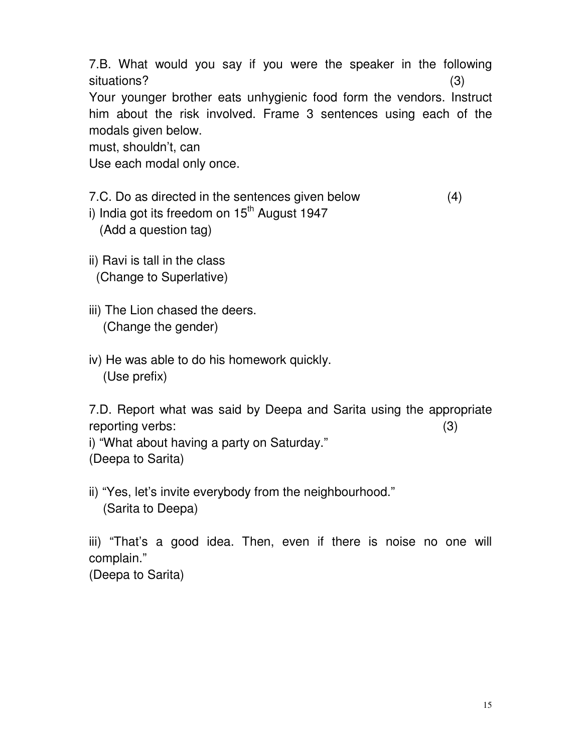7.B. What would you say if you were the speaker in the following situations? (3)

Your younger brother eats unhygienic food form the vendors. Instruct him about the risk involved. Frame 3 sentences using each of the modals given below.

must, shouldn't, can

Use each modal only once.

7.C. Do as directed in the sentences given below (4)

i) India got its freedom on 15th August 1947
(Add a question tag)

ii) Ravi is tall in the class
(Change to Superlative)

iii) The Lion chased the deers.
(Change the gender)

iv) He was able to do his homework quickly.
(Use prefix)

7.D. Report what was said by Deepa and Sarita using the appropriate reporting verbs: (3)

i) "What about having a party on Saturday."
(Deepa to Sarita)

ii) "Yes, let's invite everybody from the neighbourhood."
(Sarita to Deepa)

iii) "That's a good idea. Then, even if there is noise no one will complain."
(Deepa to Sarita)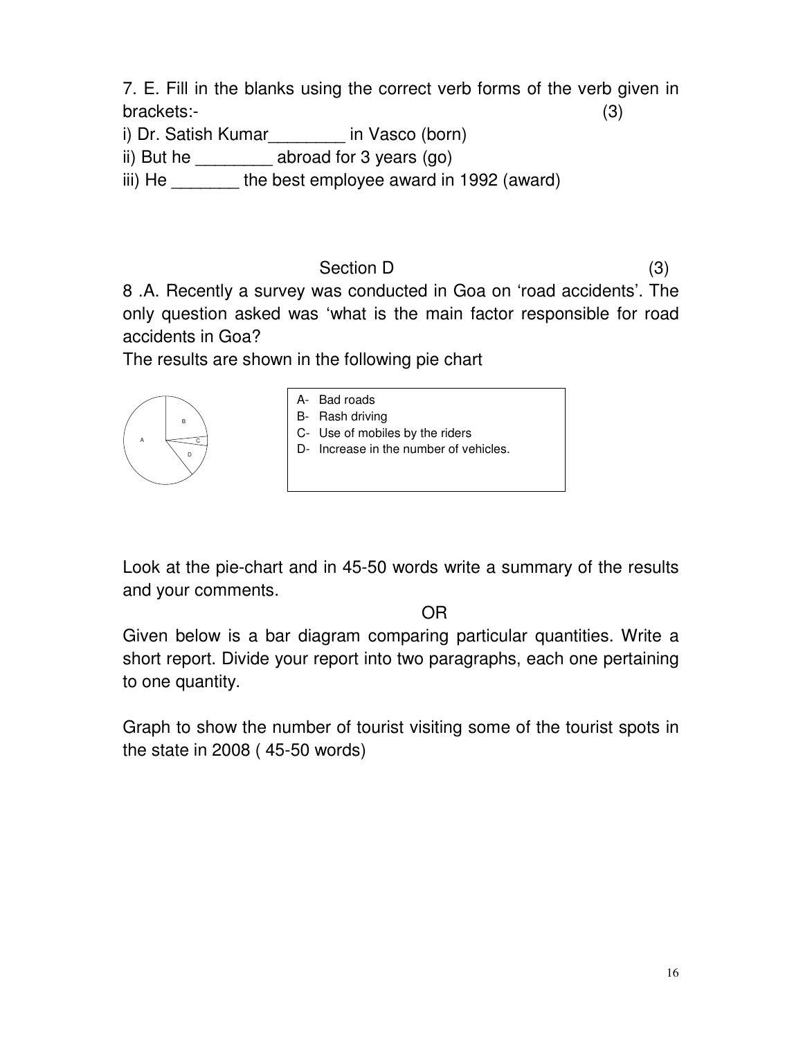7. E. Fill in the blanks using the correct verb forms of the verb given in brackets:- (3)

i) Dr. Satish Kumar________ in Vasco (born)

ii) But he ________ abroad for 3 years (go)

iii) He _______ the best employee award in 1992 (award)

Section D (3)

8 .A. Recently a survey was conducted in Goa on 'road accidents'. The only question asked was 'what is the main factor responsible for road accidents in Goa?

The results are shown in the following pie chart

A- Bad roads
B- Rash driving
C- Use of mobiles by the riders
D- Increase in the number of vehicles.

Look at the pie-chart and in 45-50 words write a summary of the results and your comments.

OR

Given below is a bar diagram comparing particular quantities. Write a short report. Divide your report into two paragraphs, each one pertaining to one quantity.

Graph to show the number of tourist visiting some of the tourist spots in the state in 2008 ( 45-50 words)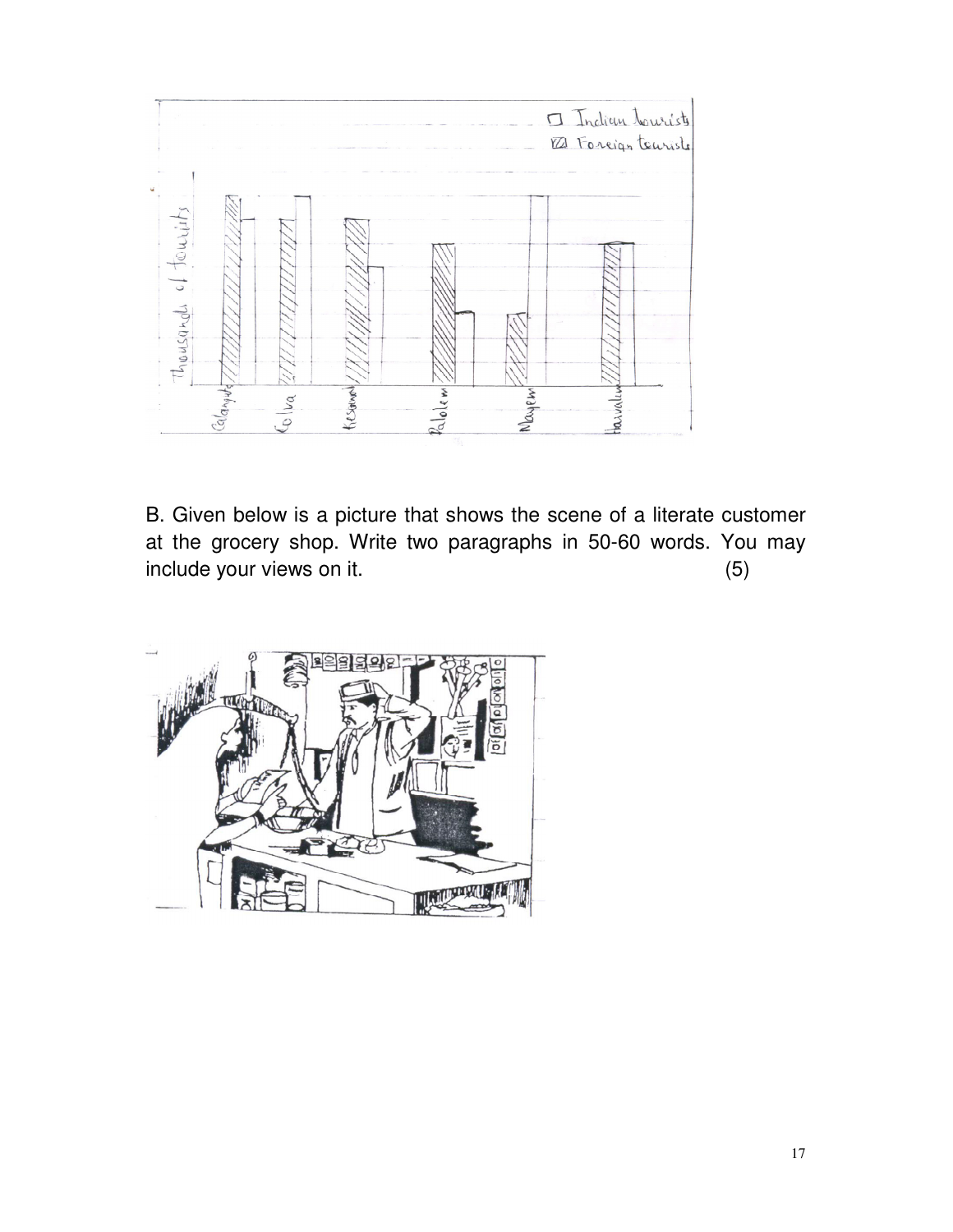B. Given below is a picture that shows the scene of a literate customer at the grocery shop. Write two paragraphs in 50-60 words. You may include your views on it. (5)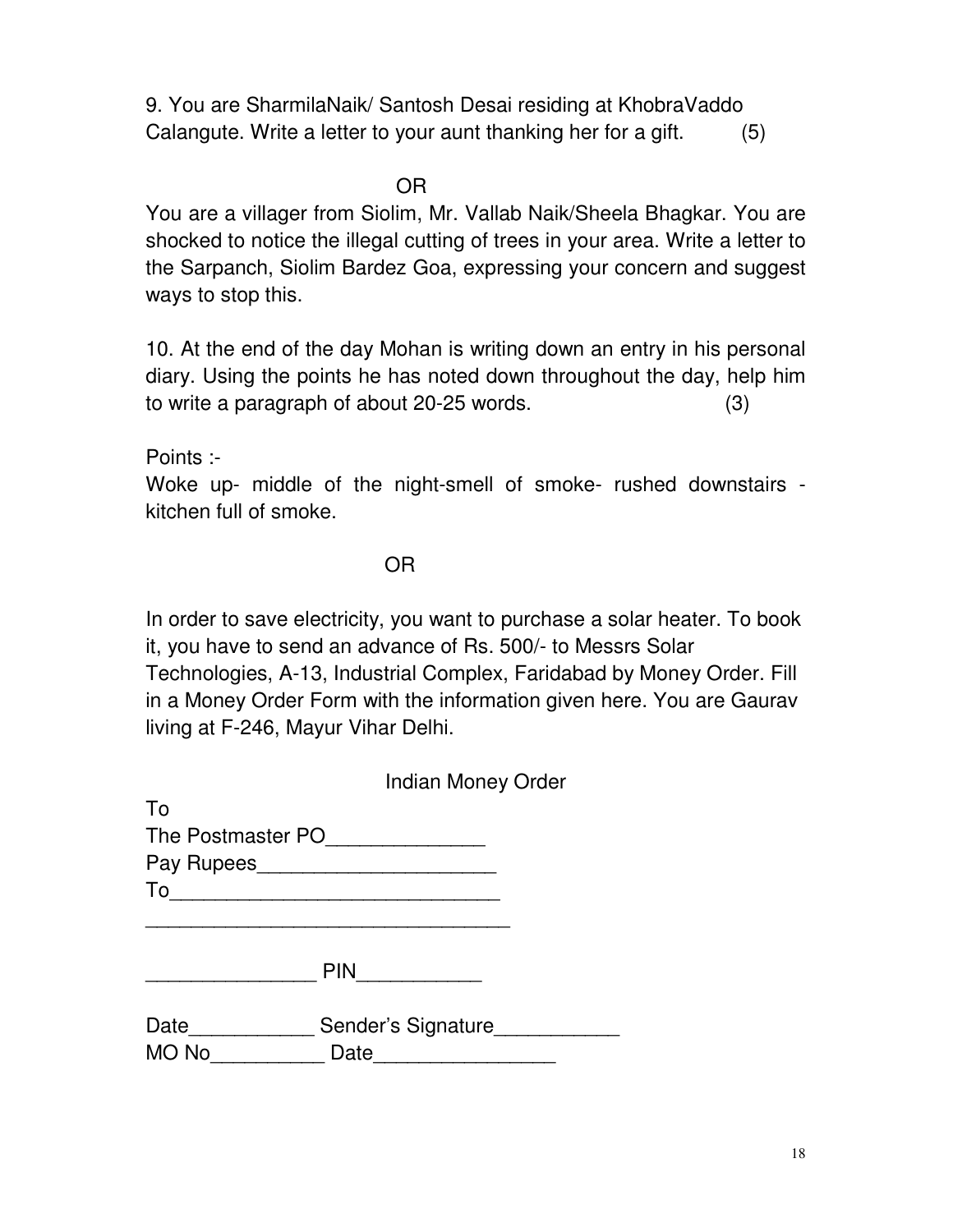9. You are SharmilaNaik/ Santosh Desai residing at KhobraVaddo Calangute. Write a letter to your aunt thanking her for a gift. (5)

OR

You are a villager from Siolim, Mr. Vallab Naik/Sheela Bhagkar. You are shocked to notice the illegal cutting of trees in your area. Write a letter to the Sarpanch, Siolim Bardez Goa, expressing your concern and suggest ways to stop this.

10. At the end of the day Mohan is writing down an entry in his personal diary. Using the points he has noted down throughout the day, help him to write a paragraph of about 20-25 words. (3)

Points :-

Woke up- middle of the night-smell of smoke- rushed downstairs - kitchen full of smoke.

OR

In order to save electricity, you want to purchase a solar heater. To book it, you have to send an advance of Rs. 500/- to Messrs Solar Technologies, A-13, Industrial Complex, Faridabad by Money Order. Fill in a Money Order Form with the information given here. You are Gaurav living at F-246, Mayur Vihar Delhi.

Indian Money Order

To

The Postmaster PO______________

Pay Rupees_____________________

To_____________________________

________________________________

_______________ PIN___________

Date___________ Sender's Signature___________

MO No__________ Date________________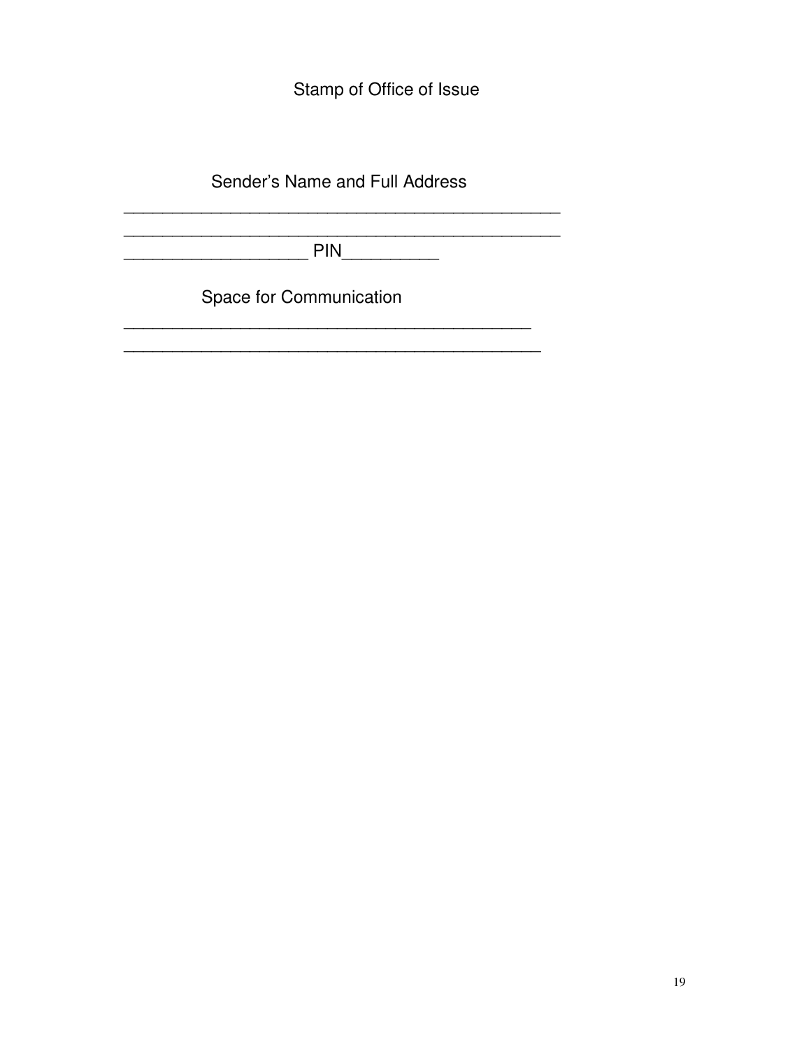Stamp of Office of Issue

Sender's Name and Full Address

_______________________________________________

_______________________________________________

____________________ PIN__________

Space for Communication

____________________________________________

_____________________________________________